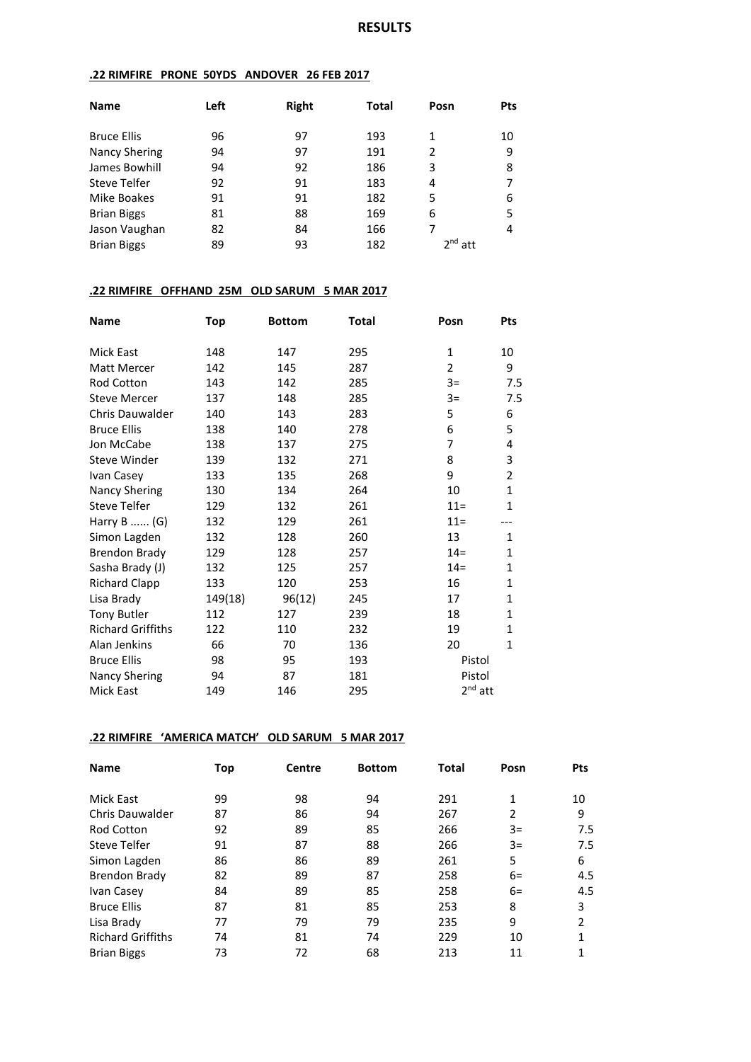# RESULTS

## .22 RIMFIRE PRONE 50YDS ANDOVER 26 FEB 2017

| Name | Left | Right | Total | Posn | Pts |
|---|---|---|---|---|---|
| Bruce Ellis | 96 | 97 | 193 | 1 | 10 |
| Nancy Shering | 94 | 97 | 191 | 2 | 9 |
| James Bowhill | 94 | 92 | 186 | 3 | 8 |
| Steve Telfer | 92 | 91 | 183 | 4 | 7 |
| Mike Boakes | 91 | 91 | 182 | 5 | 6 |
| Brian Biggs | 81 | 88 | 169 | 6 | 5 |
| Jason Vaughan | 82 | 84 | 166 | 7 | 4 |
| Brian Biggs | 89 | 93 | 182 | 2nd att | |

## .22 RIMFIRE OFFHAND 25M OLD SARUM 5 MAR 2017

| Name | Top | Bottom | Total | Posn | Pts |
|---|---|---|---|---|---|
| Mick East | 148 | 147 | 295 | 1 | 10 |
| Matt Mercer | 142 | 145 | 287 | 2 | 9 |
| Rod Cotton | 143 | 142 | 285 | 3= | 7.5 |
| Steve Mercer | 137 | 148 | 285 | 3= | 7.5 |
| Chris Dauwalder | 140 | 143 | 283 | 5 | 6 |
| Bruce Ellis | 138 | 140 | 278 | 6 | 5 |
| Jon McCabe | 138 | 137 | 275 | 7 | 4 |
| Steve Winder | 139 | 132 | 271 | 8 | 3 |
| Ivan Casey | 133 | 135 | 268 | 9 | 2 |
| Nancy Shering | 130 | 134 | 264 | 10 | 1 |
| Steve Telfer | 129 | 132 | 261 | 11= | 1 |
| Harry B ...... (G) | 132 | 129 | 261 | 11= | --- |
| Simon Lagden | 132 | 128 | 260 | 13 | 1 |
| Brendon Brady | 129 | 128 | 257 | 14= | 1 |
| Sasha Brady (J) | 132 | 125 | 257 | 14= | 1 |
| Richard Clapp | 133 | 120 | 253 | 16 | 1 |
| Lisa Brady | 149(18) | 96(12) | 245 | 17 | 1 |
| Tony Butler | 112 | 127 | 239 | 18 | 1 |
| Richard Griffiths | 122 | 110 | 232 | 19 | 1 |
| Alan Jenkins | 66 | 70 | 136 | 20 | 1 |
| Bruce Ellis | 98 | 95 | 193 | Pistol | |
| Nancy Shering | 94 | 87 | 181 | Pistol | |
| Mick East | 149 | 146 | 295 | 2nd att | |

## .22 RIMFIRE 'AMERICA MATCH' OLD SARUM 5 MAR 2017

| Name | Top | Centre | Bottom | Total | Posn | Pts |
|---|---|---|---|---|---|---|
| Mick East | 99 | 98 | 94 | 291 | 1 | 10 |
| Chris Dauwalder | 87 | 86 | 94 | 267 | 2 | 9 |
| Rod Cotton | 92 | 89 | 85 | 266 | 3= | 7.5 |
| Steve Telfer | 91 | 87 | 88 | 266 | 3= | 7.5 |
| Simon Lagden | 86 | 86 | 89 | 261 | 5 | 6 |
| Brendon Brady | 82 | 89 | 87 | 258 | 6= | 4.5 |
| Ivan Casey | 84 | 89 | 85 | 258 | 6= | 4.5 |
| Bruce Ellis | 87 | 81 | 85 | 253 | 8 | 3 |
| Lisa Brady | 77 | 79 | 79 | 235 | 9 | 2 |
| Richard Griffiths | 74 | 81 | 74 | 229 | 10 | 1 |
| Brian Biggs | 73 | 72 | 68 | 213 | 11 | 1 |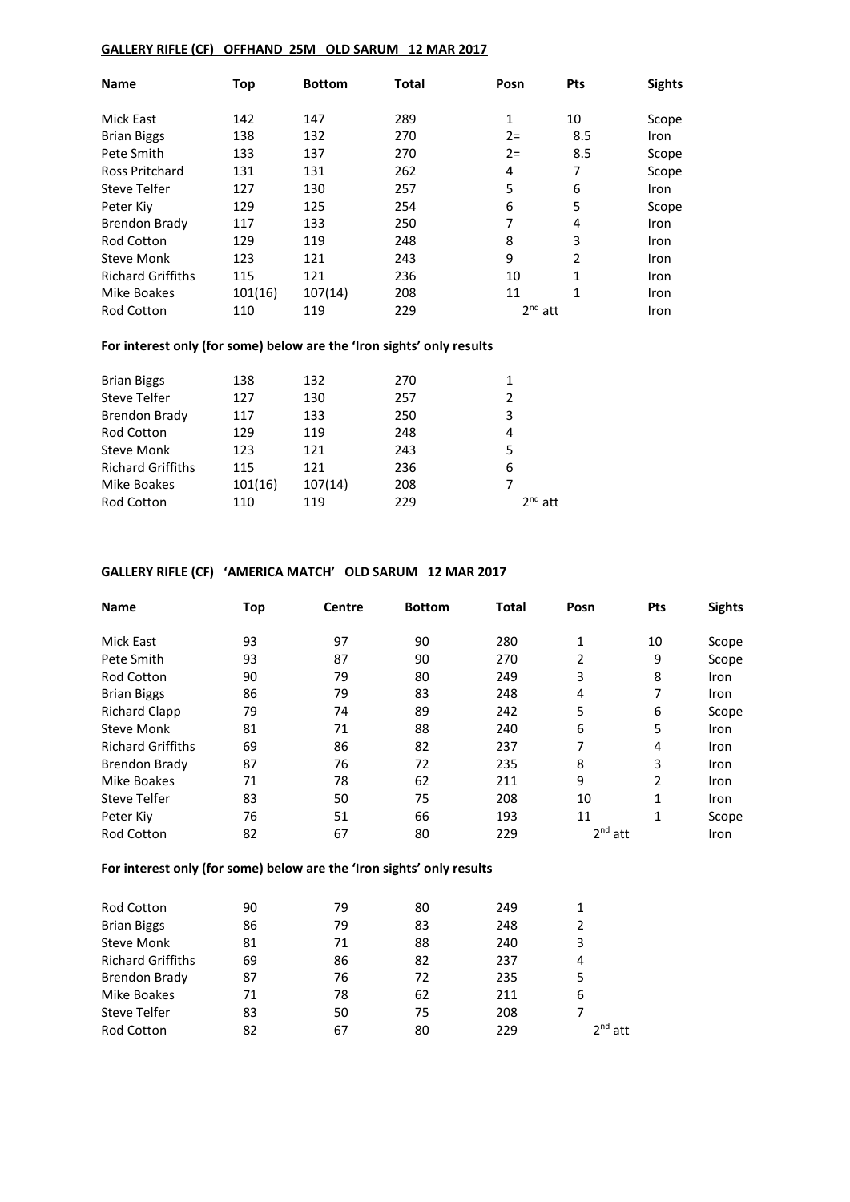**GALLERY RIFLE (CF) OFFHAND 25M OLD SARUM 12 MAR 2017**

| Name | Top | Bottom | Total | Posn | Pts | Sights |
|---|---|---|---|---|---|---|
| Mick East | 142 | 147 | 289 | 1 | 10 | Scope |
| Brian Biggs | 138 | 132 | 270 | 2= | 8.5 | Iron |
| Pete Smith | 133 | 137 | 270 | 2= | 8.5 | Scope |
| Ross Pritchard | 131 | 131 | 262 | 4 | 7 | Scope |
| Steve Telfer | 127 | 130 | 257 | 5 | 6 | Iron |
| Peter Kiy | 129 | 125 | 254 | 6 | 5 | Scope |
| Brendon Brady | 117 | 133 | 250 | 7 | 4 | Iron |
| Rod Cotton | 129 | 119 | 248 | 8 | 3 | Iron |
| Steve Monk | 123 | 121 | 243 | 9 | 2 | Iron |
| Richard Griffiths | 115 | 121 | 236 | 10 | 1 | Iron |
| Mike Boakes | 101(16) | 107(14) | 208 | 11 | 1 | Iron |
| Rod Cotton | 110 | 119 | 229 | 2nd att | | Iron |

**For interest only (for some) below are the 'Iron sights' only results**

| Name | Top | Bottom | Total | Posn |
|---|---|---|---|---|
| Brian Biggs | 138 | 132 | 270 | 1 |
| Steve Telfer | 127 | 130 | 257 | 2 |
| Brendon Brady | 117 | 133 | 250 | 3 |
| Rod Cotton | 129 | 119 | 248 | 4 |
| Steve Monk | 123 | 121 | 243 | 5 |
| Richard Griffiths | 115 | 121 | 236 | 6 |
| Mike Boakes | 101(16) | 107(14) | 208 | 7 |
| Rod Cotton | 110 | 119 | 229 | 2nd att |

**GALLERY RIFLE (CF) 'AMERICA MATCH' OLD SARUM 12 MAR 2017**

| Name | Top | Centre | Bottom | Total | Posn | Pts | Sights |
|---|---|---|---|---|---|---|---|
| Mick East | 93 | 97 | 90 | 280 | 1 | 10 | Scope |
| Pete Smith | 93 | 87 | 90 | 270 | 2 | 9 | Scope |
| Rod Cotton | 90 | 79 | 80 | 249 | 3 | 8 | Iron |
| Brian Biggs | 86 | 79 | 83 | 248 | 4 | 7 | Iron |
| Richard Clapp | 79 | 74 | 89 | 242 | 5 | 6 | Scope |
| Steve Monk | 81 | 71 | 88 | 240 | 6 | 5 | Iron |
| Richard Griffiths | 69 | 86 | 82 | 237 | 7 | 4 | Iron |
| Brendon Brady | 87 | 76 | 72 | 235 | 8 | 3 | Iron |
| Mike Boakes | 71 | 78 | 62 | 211 | 9 | 2 | Iron |
| Steve Telfer | 83 | 50 | 75 | 208 | 10 | 1 | Iron |
| Peter Kiy | 76 | 51 | 66 | 193 | 11 | 1 | Scope |
| Rod Cotton | 82 | 67 | 80 | 229 | 2nd att | | Iron |

**For interest only (for some) below are the 'Iron sights' only results**

| Name | Top | Centre | Bottom | Total | Posn |
|---|---|---|---|---|---|
| Rod Cotton | 90 | 79 | 80 | 249 | 1 |
| Brian Biggs | 86 | 79 | 83 | 248 | 2 |
| Steve Monk | 81 | 71 | 88 | 240 | 3 |
| Richard Griffiths | 69 | 86 | 82 | 237 | 4 |
| Brendon Brady | 87 | 76 | 72 | 235 | 5 |
| Mike Boakes | 71 | 78 | 62 | 211 | 6 |
| Steve Telfer | 83 | 50 | 75 | 208 | 7 |
| Rod Cotton | 82 | 67 | 80 | 229 | 2nd att |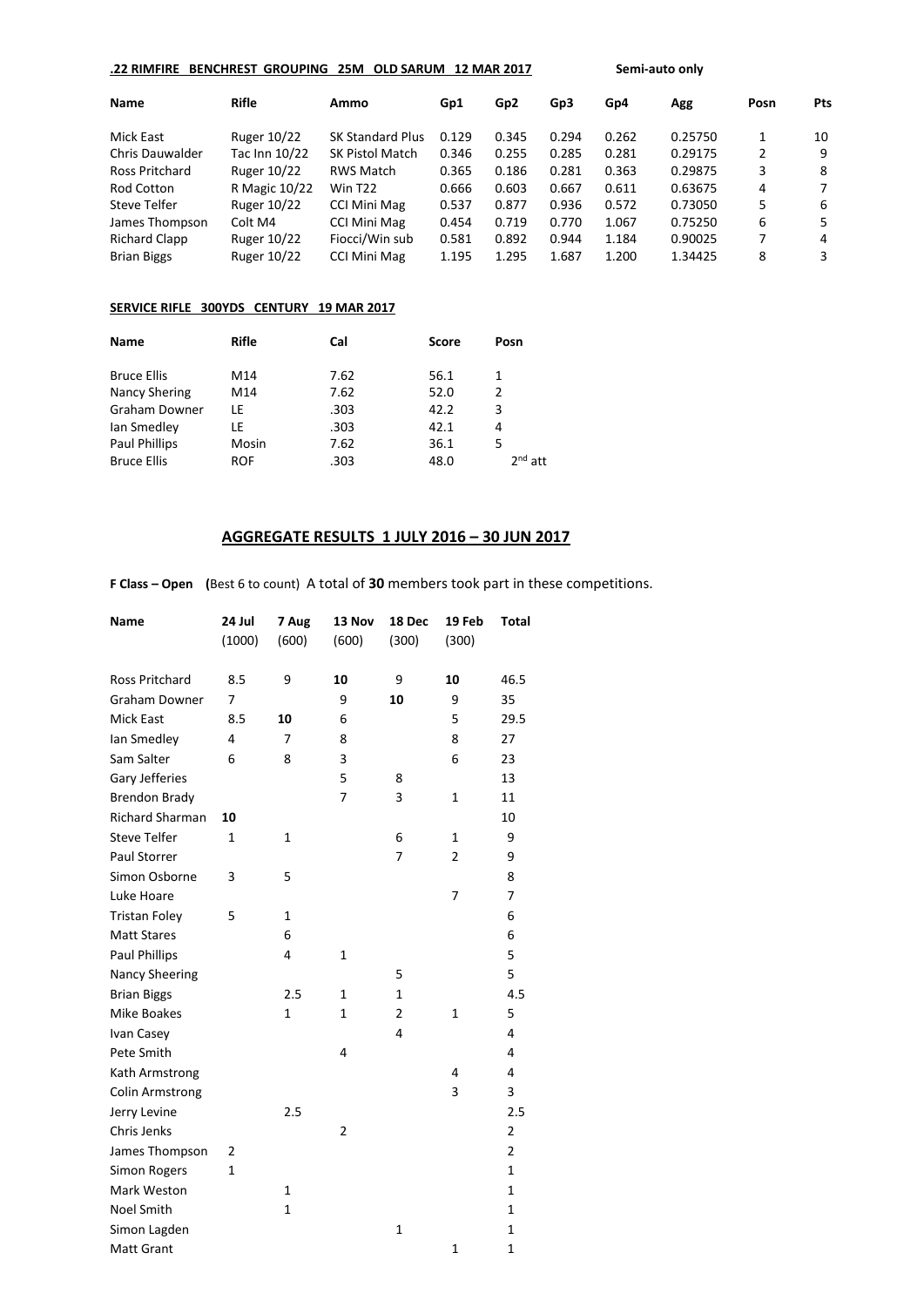**.22 RIMFIRE BENCHREST GROUPING 25M OLD SARUM 12 MAR 2017** **Semi-auto only**

| Name | Rifle | Ammo | Gp1 | Gp2 | Gp3 | Gp4 | Agg | Posn | Pts |
|---|---|---|---|---|---|---|---|---|---|
| Mick East | Ruger 10/22 | SK Standard Plus | 0.129 | 0.345 | 0.294 | 0.262 | 0.25750 | 1 | 10 |
| Chris Dauwalder | Tac Inn 10/22 | SK Pistol Match | 0.346 | 0.255 | 0.285 | 0.281 | 0.29175 | 2 | 9 |
| Ross Pritchard | Ruger 10/22 | RWS Match | 0.365 | 0.186 | 0.281 | 0.363 | 0.29875 | 3 | 8 |
| Rod Cotton | R Magic 10/22 | Win T22 | 0.666 | 0.603 | 0.667 | 0.611 | 0.63675 | 4 | 7 |
| Steve Telfer | Ruger 10/22 | CCI Mini Mag | 0.537 | 0.877 | 0.936 | 0.572 | 0.73050 | 5 | 6 |
| James Thompson | Colt M4 | CCI Mini Mag | 0.454 | 0.719 | 0.770 | 1.067 | 0.75250 | 6 | 5 |
| Richard Clapp | Ruger 10/22 | Fiocci/Win sub | 0.581 | 0.892 | 0.944 | 1.184 | 0.90025 | 7 | 4 |
| Brian Biggs | Ruger 10/22 | CCI Mini Mag | 1.195 | 1.295 | 1.687 | 1.200 | 1.34425 | 8 | 3 |

**SERVICE RIFLE 300YDS CENTURY 19 MAR 2017**

| Name | Rifle | Cal | Score | Posn |
|---|---|---|---|---|
| Bruce Ellis | M14 | 7.62 | 56.1 | 1 |
| Nancy Shering | M14 | 7.62 | 52.0 | 2 |
| Graham Downer | LE | .303 | 42.2 | 3 |
| Ian Smedley | LE | .303 | 42.1 | 4 |
| Paul Phillips | Mosin | 7.62 | 36.1 | 5 |
| Bruce Ellis | ROF | .303 | 48.0 | 2nd att |

## AGGREGATE RESULTS 1 JULY 2016 – 30 JUN 2017

**F Class – Open (**Best 6 to count) A total of **30** members took part in these competitions.

| Name | 24 Jul (1000) | 7 Aug (600) | 13 Nov (600) | 18 Dec (300) | 19 Feb (300) | Total |
|---|---|---|---|---|---|---|
| Ross Pritchard | 8.5 | 9 | **10** | 9 | **10** | 46.5 |
| Graham Downer | 7 | | 9 | **10** | 9 | 35 |
| Mick East | 8.5 | **10** | 6 | | 5 | 29.5 |
| Ian Smedley | 4 | 7 | 8 | | 8 | 27 |
| Sam Salter | 6 | 8 | 3 | | 6 | 23 |
| Gary Jefferies | | | 5 | 8 | | 13 |
| Brendon Brady | | | 7 | 3 | 1 | 11 |
| Richard Sharman | **10** | | | | | 10 |
| Steve Telfer | 1 | 1 | | 6 | 1 | 9 |
| Paul Storrer | | | | 7 | 2 | 9 |
| Simon Osborne | 3 | 5 | | | | 8 |
| Luke Hoare | | | | | 7 | 7 |
| Tristan Foley | 5 | 1 | | | | 6 |
| Matt Stares | | 6 | | | | 6 |
| Paul Phillips | | 4 | 1 | | | 5 |
| Nancy Sheering | | | | 5 | | 5 |
| Brian Biggs | | 2.5 | 1 | 1 | | 4.5 |
| Mike Boakes | | 1 | 1 | 2 | 1 | 5 |
| Ivan Casey | | | | 4 | | 4 |
| Pete Smith | | | 4 | | | 4 |
| Kath Armstrong | | | | | 4 | 4 |
| Colin Armstrong | | | | | 3 | 3 |
| Jerry Levine | | 2.5 | | | | 2.5 |
| Chris Jenks | | | 2 | | | 2 |
| James Thompson | 2 | | | | | 2 |
| Simon Rogers | 1 | | | | | 1 |
| Mark Weston | | 1 | | | | 1 |
| Noel Smith | | 1 | | | | 1 |
| Simon Lagden | | | | 1 | | 1 |
| Matt Grant | | | | | 1 | 1 |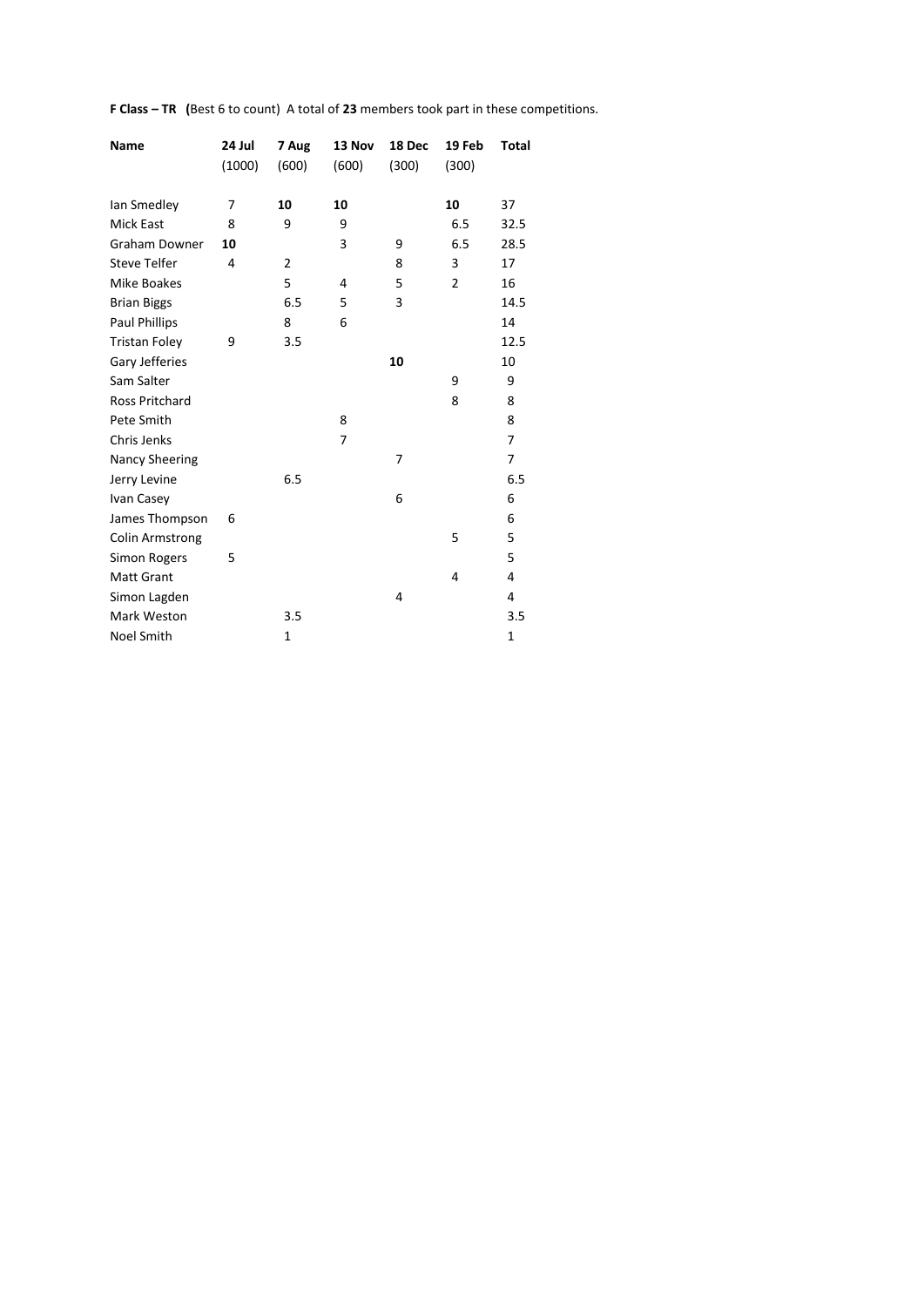**F Class – TR (**Best 6 to count) A total of **23** members took part in these competitions.

| Name | 24 Jul (1000) | 7 Aug (600) | 13 Nov (600) | 18 Dec (300) | 19 Feb (300) | Total |
|---|---|---|---|---|---|---|
| Ian Smedley | 7 | **10** | **10** | | **10** | 37 |
| Mick East | 8 | 9 | 9 | | 6.5 | 32.5 |
| Graham Downer | **10** | | 3 | 9 | 6.5 | 28.5 |
| Steve Telfer | 4 | 2 | | 8 | 3 | 17 |
| Mike Boakes | | 5 | 4 | 5 | 2 | 16 |
| Brian Biggs | | 6.5 | 5 | 3 | | 14.5 |
| Paul Phillips | | 8 | 6 | | | 14 |
| Tristan Foley | 9 | 3.5 | | | | 12.5 |
| Gary Jefferies | | | | **10** | | 10 |
| Sam Salter | | | | | 9 | 9 |
| Ross Pritchard | | | | | 8 | 8 |
| Pete Smith | | | 8 | | | 8 |
| Chris Jenks | | | 7 | | | 7 |
| Nancy Sheering | | | | 7 | | 7 |
| Jerry Levine | | 6.5 | | | | 6.5 |
| Ivan Casey | | | | 6 | | 6 |
| James Thompson | 6 | | | | | 6 |
| Colin Armstrong | | | | | 5 | 5 |
| Simon Rogers | 5 | | | | | 5 |
| Matt Grant | | | | | 4 | 4 |
| Simon Lagden | | | | 4 | | 4 |
| Mark Weston | | 3.5 | | | | 3.5 |
| Noel Smith | | 1 | | | | 1 |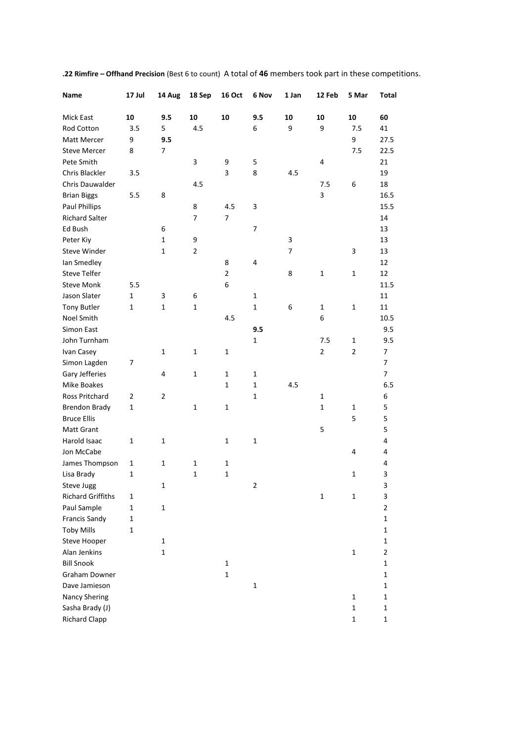**.22 Rimfire – Offhand Precision** (Best 6 to count) A total of **46** members took part in these competitions.

| Name | 17 Jul | 14 Aug | 18 Sep | 16 Oct | 6 Nov | 1 Jan | 12 Feb | 5 Mar | Total |
|---|---|---|---|---|---|---|---|---|---|
| Mick East | **10** | **9.5** | **10** | **10** | **9.5** | **10** | **10** | **10** | **60** |
| Rod Cotton | 3.5 | 5 | 4.5 | | 6 | 9 | 9 | 7.5 | 41 |
| Matt Mercer | 9 | **9.5** | | | | | | 9 | 27.5 |
| Steve Mercer | 8 | 7 | | | | | | 7.5 | 22.5 |
| Pete Smith | | | 3 | 9 | 5 | | 4 | | 21 |
| Chris Blackler | 3.5 | | | 3 | 8 | 4.5 | | | 19 |
| Chris Dauwalder | | | 4.5 | | | | 7.5 | 6 | 18 |
| Brian Biggs | 5.5 | 8 | | | | | 3 | | 16.5 |
| Paul Phillips | | | 8 | 4.5 | 3 | | | | 15.5 |
| Richard Salter | | | 7 | 7 | | | | | 14 |
| Ed Bush | | 6 | | | 7 | | | | 13 |
| Peter Kiy | | 1 | 9 | | | 3 | | | 13 |
| Steve Winder | | 1 | 2 | | | 7 | | 3 | 13 |
| Ian Smedley | | | | 8 | 4 | | | | 12 |
| Steve Telfer | | | | 2 | | 8 | 1 | 1 | 12 |
| Steve Monk | 5.5 | | | 6 | | | | | 11.5 |
| Jason Slater | 1 | 3 | 6 | | 1 | | | | 11 |
| Tony Butler | 1 | 1 | 1 | | 1 | 6 | 1 | 1 | 11 |
| Noel Smith | | | | 4.5 | | | 6 | | 10.5 |
| Simon East | | | | | **9.5** | | | | 9.5 |
| John Turnham | | | | | 1 | | 7.5 | 1 | 9.5 |
| Ivan Casey | | 1 | 1 | 1 | | | 2 | 2 | 7 |
| Simon Lagden | 7 | | | | | | | | 7 |
| Gary Jefferies | | 4 | 1 | 1 | 1 | | | | 7 |
| Mike Boakes | | | | 1 | 1 | 4.5 | | | 6.5 |
| Ross Pritchard | 2 | 2 | | | 1 | | 1 | | 6 |
| Brendon Brady | 1 | | 1 | 1 | | | 1 | 1 | 5 |
| Bruce Ellis | | | | | | | | 5 | 5 |
| Matt Grant | | | | | | | 5 | | 5 |
| Harold Isaac | 1 | 1 | | 1 | 1 | | | | 4 |
| Jon McCabe | | | | | | | | 4 | 4 |
| James Thompson | 1 | 1 | 1 | 1 | | | | | 4 |
| Lisa Brady | 1 | | 1 | 1 | | | | 1 | 3 |
| Steve Jugg | | 1 | | | 2 | | | | 3 |
| Richard Griffiths | 1 | | | | | | 1 | 1 | 3 |
| Paul Sample | 1 | 1 | | | | | | | 2 |
| Francis Sandy | 1 | | | | | | | | 1 |
| Toby Mills | 1 | | | | | | | | 1 |
| Steve Hooper | | 1 | | | | | | | 1 |
| Alan Jenkins | | 1 | | | | | | 1 | 2 |
| Bill Snook | | | | 1 | | | | | 1 |
| Graham Downer | | | | 1 | | | | | 1 |
| Dave Jamieson | | | | | 1 | | | | 1 |
| Nancy Shering | | | | | | | | 1 | 1 |
| Sasha Brady (J) | | | | | | | | 1 | 1 |
| Richard Clapp | | | | | | | | 1 | 1 |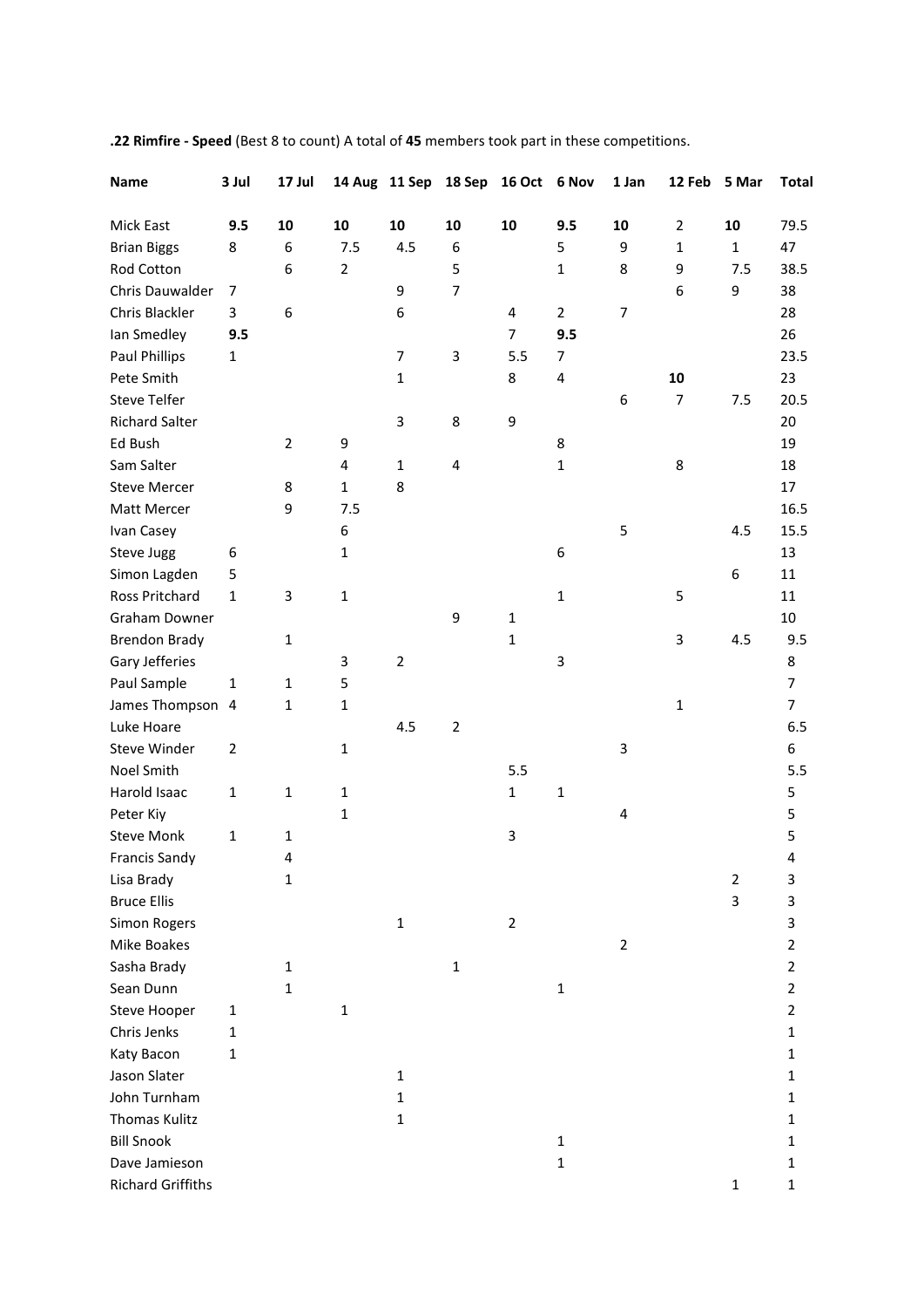**.22 Rimfire - Speed** (Best 8 to count) A total of **45** members took part in these competitions.

| Name | 3 Jul | 17 Jul | 14 Aug | 11 Sep | 18 Sep | 16 Oct | 6 Nov | 1 Jan | 12 Feb | 5 Mar | Total |
|---|---|---|---|---|---|---|---|---|---|---|---|
| Mick East | **9.5** | **10** | **10** | **10** | **10** | **10** | **9.5** | **10** | 2 | **10** | 79.5 |
| Brian Biggs | 8 | 6 | 7.5 | 4.5 | 6 | | 5 | 9 | 1 | 1 | 47 |
| Rod Cotton | | 6 | 2 | | 5 | | 1 | 8 | 9 | 7.5 | 38.5 |
| Chris Dauwalder | 7 | | | 9 | 7 | | | | 6 | 9 | 38 |
| Chris Blackler | 3 | 6 | | 6 | | 4 | 2 | 7 | | | 28 |
| Ian Smedley | **9.5** | | | | | 7 | **9.5** | | | | 26 |
| Paul Phillips | 1 | | | 7 | 3 | 5.5 | 7 | | | | 23.5 |
| Pete Smith | | | | 1 | | 8 | 4 | | **10** | | 23 |
| Steve Telfer | | | | | | | | 6 | 7 | 7.5 | 20.5 |
| Richard Salter | | | | 3 | 8 | 9 | | | | | 20 |
| Ed Bush | | 2 | 9 | | | | 8 | | | | 19 |
| Sam Salter | | | 4 | 1 | 4 | | 1 | | 8 | | 18 |
| Steve Mercer | | 8 | 1 | 8 | | | | | | | 17 |
| Matt Mercer | | 9 | 7.5 | | | | | | | | 16.5 |
| Ivan Casey | | | 6 | | | | | 5 | | 4.5 | 15.5 |
| Steve Jugg | 6 | | 1 | | | | 6 | | | | 13 |
| Simon Lagden | 5 | | | | | | | | | 6 | 11 |
| Ross Pritchard | 1 | 3 | 1 | | | | 1 | | 5 | | 11 |
| Graham Downer | | | | | 9 | 1 | | | | | 10 |
| Brendon Brady | | 1 | | | | 1 | | | 3 | 4.5 | 9.5 |
| Gary Jefferies | | | 3 | 2 | | | 3 | | | | 8 |
| Paul Sample | 1 | 1 | 5 | | | | | | | | 7 |
| James Thompson | 4 | 1 | 1 | | | | | | 1 | | 7 |
| Luke Hoare | | | | 4.5 | 2 | | | | | | 6.5 |
| Steve Winder | 2 | | 1 | | | | | 3 | | | 6 |
| Noel Smith | | | | | | 5.5 | | | | | 5.5 |
| Harold Isaac | 1 | 1 | 1 | | | 1 | 1 | | | | 5 |
| Peter Kiy | | | 1 | | | | | 4 | | | 5 |
| Steve Monk | 1 | 1 | | | | 3 | | | | | 5 |
| Francis Sandy | | 4 | | | | | | | | | 4 |
| Lisa Brady | | 1 | | | | | | | | 2 | 3 |
| Bruce Ellis | | | | | | | | | | 3 | 3 |
| Simon Rogers | | | | 1 | | 2 | | | | | 3 |
| Mike Boakes | | | | | | | | 2 | | | 2 |
| Sasha Brady | | 1 | | | 1 | | | | | | 2 |
| Sean Dunn | | 1 | | | | | 1 | | | | 2 |
| Steve Hooper | 1 | | 1 | | | | | | | | 2 |
| Chris Jenks | 1 | | | | | | | | | | 1 |
| Katy Bacon | 1 | | | | | | | | | | 1 |
| Jason Slater | | | | 1 | | | | | | | 1 |
| John Turnham | | | | 1 | | | | | | | 1 |
| Thomas Kulitz | | | | 1 | | | | | | | 1 |
| Bill Snook | | | | | | | 1 | | | | 1 |
| Dave Jamieson | | | | | | | 1 | | | | 1 |
| Richard Griffiths | | | | | | | | | | 1 | 1 |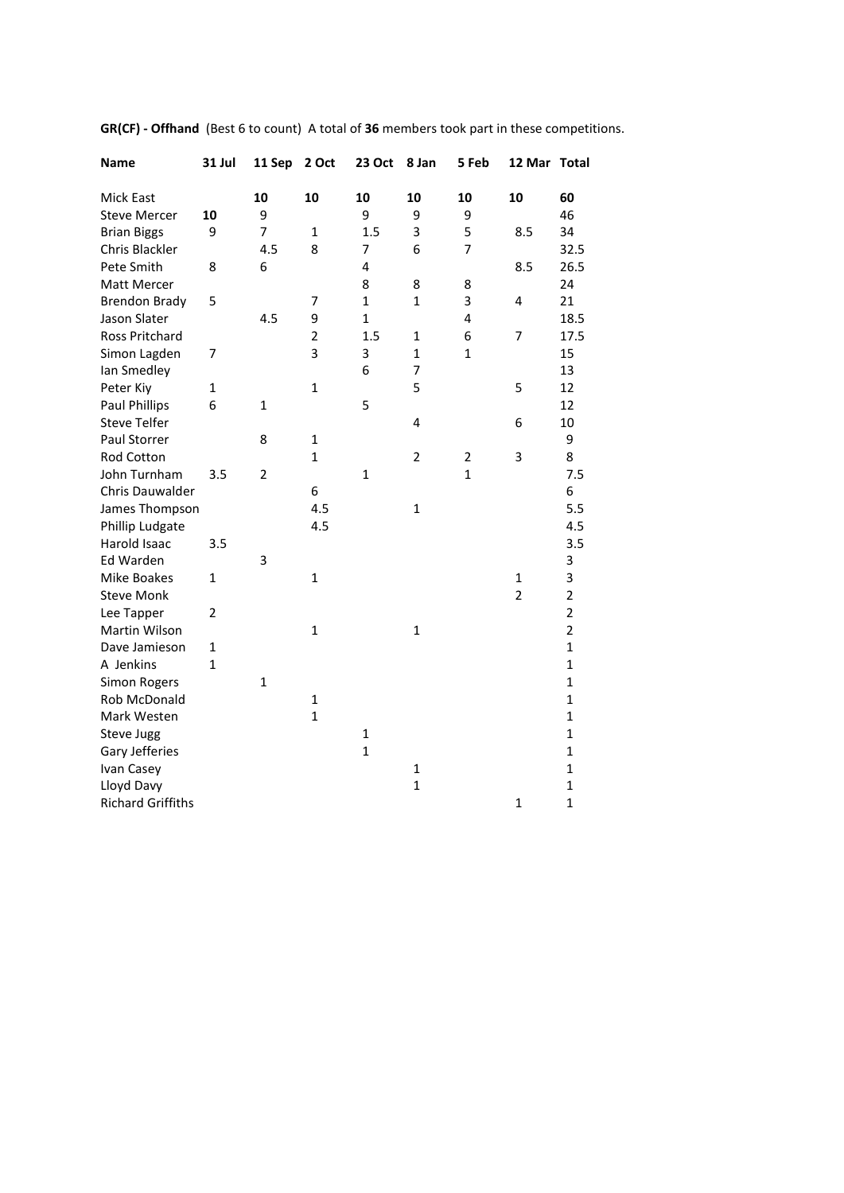**GR(CF) - Offhand** (Best 6 to count) A total of **36** members took part in these competitions.

| Name | 31 Jul | 11 Sep | 2 Oct | 23 Oct | 8 Jan | 5 Feb | 12 Mar | Total |
|---|---|---|---|---|---|---|---|---|
| Mick East | | **10** | **10** | **10** | **10** | **10** | **10** | **60** |
| Steve Mercer | **10** | 9 | | 9 | 9 | 9 | | 46 |
| Brian Biggs | 9 | 7 | 1 | 1.5 | 3 | 5 | 8.5 | 34 |
| Chris Blackler | | 4.5 | 8 | 7 | 6 | 7 | | 32.5 |
| Pete Smith | 8 | 6 | | 4 | | | 8.5 | 26.5 |
| Matt Mercer | | | | 8 | 8 | 8 | | 24 |
| Brendon Brady | 5 | | 7 | 1 | 1 | 3 | 4 | 21 |
| Jason Slater | | 4.5 | 9 | 1 | | 4 | | 18.5 |
| Ross Pritchard | | | 2 | 1.5 | 1 | 6 | 7 | 17.5 |
| Simon Lagden | 7 | | 3 | 3 | 1 | 1 | | 15 |
| Ian Smedley | | | | 6 | 7 | | | 13 |
| Peter Kiy | 1 | | 1 | | 5 | | 5 | 12 |
| Paul Phillips | 6 | 1 | | 5 | | | | 12 |
| Steve Telfer | | | | | 4 | | 6 | 10 |
| Paul Storrer | | 8 | 1 | | | | | 9 |
| Rod Cotton | | | 1 | | 2 | 2 | 3 | 8 |
| John Turnham | 3.5 | 2 | | 1 | | 1 | | 7.5 |
| Chris Dauwalder | | | 6 | | | | | 6 |
| James Thompson | | | 4.5 | | 1 | | | 5.5 |
| Phillip Ludgate | | | 4.5 | | | | | 4.5 |
| Harold Isaac | 3.5 | | | | | | | 3.5 |
| Ed Warden | | 3 | | | | | | 3 |
| Mike Boakes | 1 | | 1 | | | | 1 | 3 |
| Steve Monk | | | | | | | 2 | 2 |
| Lee Tapper | 2 | | | | | | | 2 |
| Martin Wilson | | | 1 | | 1 | | | 2 |
| Dave Jamieson | 1 | | | | | | | 1 |
| A Jenkins | 1 | | | | | | | 1 |
| Simon Rogers | | 1 | | | | | | 1 |
| Rob McDonald | | | 1 | | | | | 1 |
| Mark Westen | | | 1 | | | | | 1 |
| Steve Jugg | | | | 1 | | | | 1 |
| Gary Jefferies | | | | 1 | | | | 1 |
| Ivan Casey | | | | | 1 | | | 1 |
| Lloyd Davy | | | | | 1 | | | 1 |
| Richard Griffiths | | | | | | | 1 | 1 |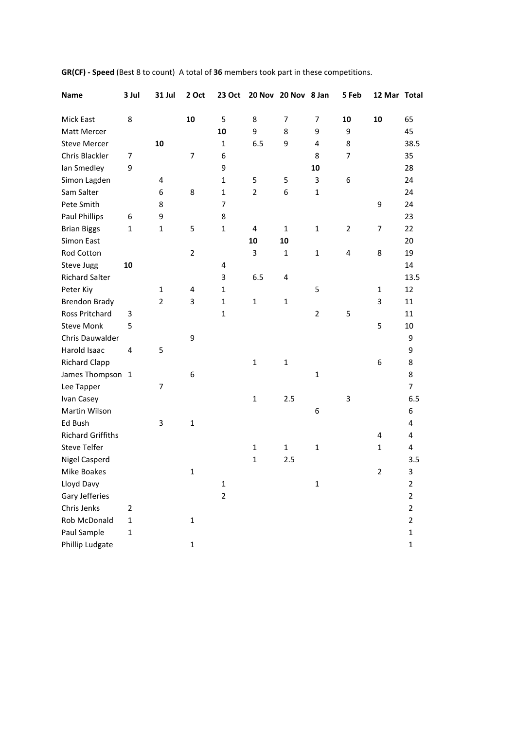**GR(CF) - Speed** (Best 8 to count) A total of **36** members took part in these competitions.

| Name | 3 Jul | 31 Jul | 2 Oct | 23 Oct | 20 Nov | 20 Nov | 8 Jan | 5 Feb | 12 Mar | Total |
|---|---|---|---|---|---|---|---|---|---|---|
| Mick East | 8 | | **10** | 5 | 8 | 7 | 7 | **10** | **10** | 65 |
| Matt Mercer | | | | **10** | 9 | 8 | 9 | 9 | | 45 |
| Steve Mercer | | **10** | | 1 | 6.5 | 9 | 4 | 8 | | 38.5 |
| Chris Blackler | 7 | | 7 | 6 | | | 8 | 7 | | 35 |
| Ian Smedley | 9 | | | 9 | | | **10** | | | 28 |
| Simon Lagden | | 4 | | 1 | 5 | 5 | 3 | 6 | | 24 |
| Sam Salter | | 6 | 8 | 1 | 2 | 6 | 1 | | | 24 |
| Pete Smith | | 8 | | 7 | | | | | 9 | 24 |
| Paul Phillips | 6 | 9 | | 8 | | | | | | 23 |
| Brian Biggs | 1 | 1 | 5 | 1 | 4 | 1 | 1 | 2 | 7 | 22 |
| Simon East | | | | | **10** | **10** | | | | 20 |
| Rod Cotton | | | 2 | | 3 | 1 | 1 | 4 | 8 | 19 |
| Steve Jugg | **10** | | | 4 | | | | | | 14 |
| Richard Salter | | | | 3 | 6.5 | 4 | | | | 13.5 |
| Peter Kiy | | 1 | 4 | 1 | | | 5 | | 1 | 12 |
| Brendon Brady | | 2 | 3 | 1 | 1 | 1 | | | 3 | 11 |
| Ross Pritchard | 3 | | | 1 | | | 2 | 5 | | 11 |
| Steve Monk | 5 | | | | | | | | 5 | 10 |
| Chris Dauwalder | | | 9 | | | | | | | 9 |
| Harold Isaac | 4 | 5 | | | | | | | | 9 |
| Richard Clapp | | | | | 1 | 1 | | | 6 | 8 |
| James Thompson | 1 | | 6 | | | | 1 | | | 8 |
| Lee Tapper | | 7 | | | | | | | | 7 |
| Ivan Casey | | | | | 1 | 2.5 | | 3 | | 6.5 |
| Martin Wilson | | | | | | | 6 | | | 6 |
| Ed Bush | | 3 | 1 | | | | | | | 4 |
| Richard Griffiths | | | | | | | | | 4 | 4 |
| Steve Telfer | | | | | 1 | 1 | 1 | | 1 | 4 |
| Nigel Casperd | | | | | 1 | 2.5 | | | | 3.5 |
| Mike Boakes | | | 1 | | | | | | 2 | 3 |
| Lloyd Davy | | | | 1 | | | 1 | | | 2 |
| Gary Jefferies | | | | 2 | | | | | | 2 |
| Chris Jenks | 2 | | | | | | | | | 2 |
| Rob McDonald | 1 | | 1 | | | | | | | 2 |
| Paul Sample | 1 | | | | | | | | | 1 |
| Phillip Ludgate | | | 1 | | | | | | | 1 |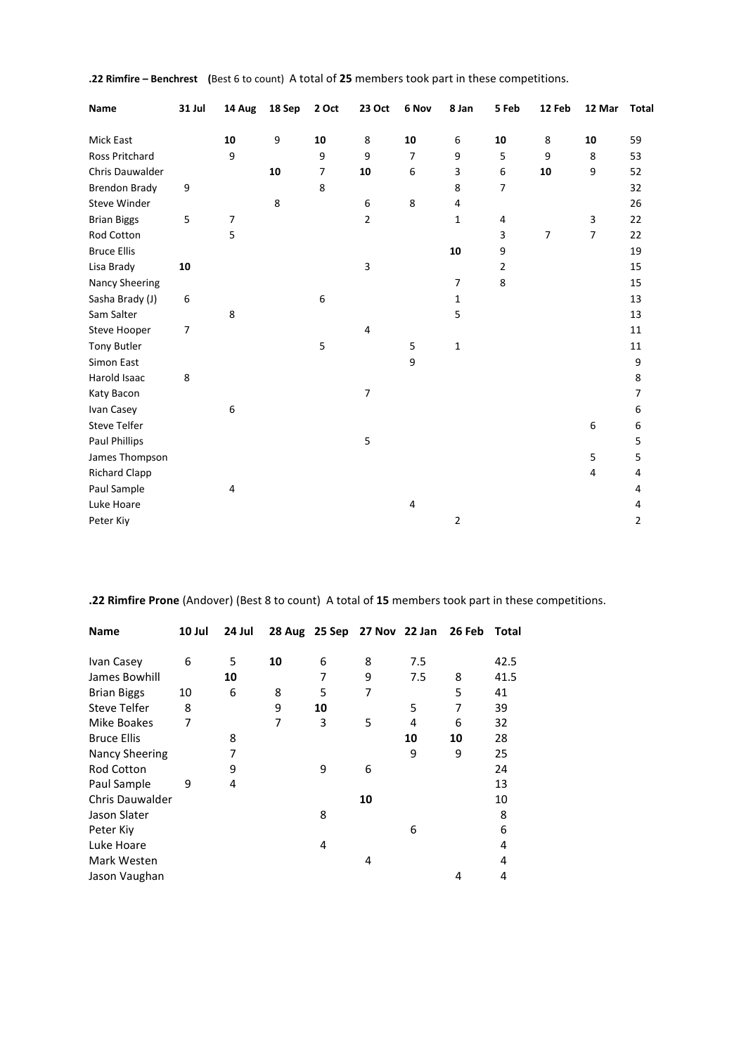**.22 Rimfire – Benchrest (**Best 6 to count) A total of **25** members took part in these competitions.

| **Name** | **31 Jul** | **14 Aug** | **18 Sep** | **2 Oct** | **23 Oct** | **6 Nov** | **8 Jan** | **5 Feb** | **12 Feb** | **12 Mar** | **Total** |
|---|---|---|---|---|---|---|---|---|---|---|---|
| Mick East | | **10** | 9 | **10** | 8 | **10** | 6 | **10** | 8 | **10** | 59 |
| Ross Pritchard | | 9 | | 9 | 9 | 7 | 9 | 5 | 9 | 8 | 53 |
| Chris Dauwalder | | | **10** | 7 | **10** | 6 | 3 | 6 | **10** | 9 | 52 |
| Brendon Brady | 9 | | | 8 | | | 8 | 7 | | | 32 |
| Steve Winder | | | 8 | | 6 | 8 | 4 | | | | 26 |
| Brian Biggs | 5 | 7 | | | 2 | | 1 | 4 | | 3 | 22 |
| Rod Cotton | | 5 | | | | | | 3 | 7 | 7 | 22 |
| Bruce Ellis | | | | | | | **10** | 9 | | | 19 |
| Lisa Brady | **10** | | | | 3 | | | 2 | | | 15 |
| Nancy Sheering | | | | | | | 7 | 8 | | | 15 |
| Sasha Brady (J) | 6 | | | 6 | | | 1 | | | | 13 |
| Sam Salter | | 8 | | | | | 5 | | | | 13 |
| Steve Hooper | 7 | | | | 4 | | | | | | 11 |
| Tony Butler | | | | 5 | | 5 | 1 | | | | 11 |
| Simon East | | | | | | 9 | | | | | 9 |
| Harold Isaac | 8 | | | | | | | | | | 8 |
| Katy Bacon | | | | | 7 | | | | | | 7 |
| Ivan Casey | | 6 | | | | | | | | | 6 |
| Steve Telfer | | | | | | | | | | 6 | 6 |
| Paul Phillips | | | | | 5 | | | | | | 5 |
| James Thompson | | | | | | | | | | 5 | 5 |
| Richard Clapp | | | | | | | | | | 4 | 4 |
| Paul Sample | | 4 | | | | | | | | | 4 |
| Luke Hoare | | | | | | 4 | | | | | 4 |
| Peter Kiy | | | | | | | 2 | | | | 2 |

**.22 Rimfire Prone** (Andover) (Best 8 to count) A total of **15** members took part in these competitions.

| **Name** | **10 Jul** | **24 Jul** | **28 Aug** | **25 Sep** | **27 Nov** | **22 Jan** | **26 Feb** | **Total** |
|---|---|---|---|---|---|---|---|---|
| Ivan Casey | 6 | 5 | **10** | 6 | 8 | 7.5 | | 42.5 |
| James Bowhill | | **10** | | 7 | 9 | 7.5 | 8 | 41.5 |
| Brian Biggs | 10 | 6 | 8 | 5 | 7 | | 5 | 41 |
| Steve Telfer | 8 | | 9 | **10** | | 5 | 7 | 39 |
| Mike Boakes | 7 | | 7 | 3 | 5 | 4 | 6 | 32 |
| Bruce Ellis | | 8 | | | | **10** | **10** | 28 |
| Nancy Sheering | | 7 | | | | 9 | 9 | 25 |
| Rod Cotton | | 9 | | 9 | 6 | | | 24 |
| Paul Sample | 9 | 4 | | | | | | 13 |
| Chris Dauwalder | | | | | **10** | | | 10 |
| Jason Slater | | | | 8 | | | | 8 |
| Peter Kiy | | | | | | 6 | | 6 |
| Luke Hoare | | | | 4 | | | | 4 |
| Mark Westen | | | | | 4 | | | 4 |
| Jason Vaughan | | | | | | | 4 | 4 |